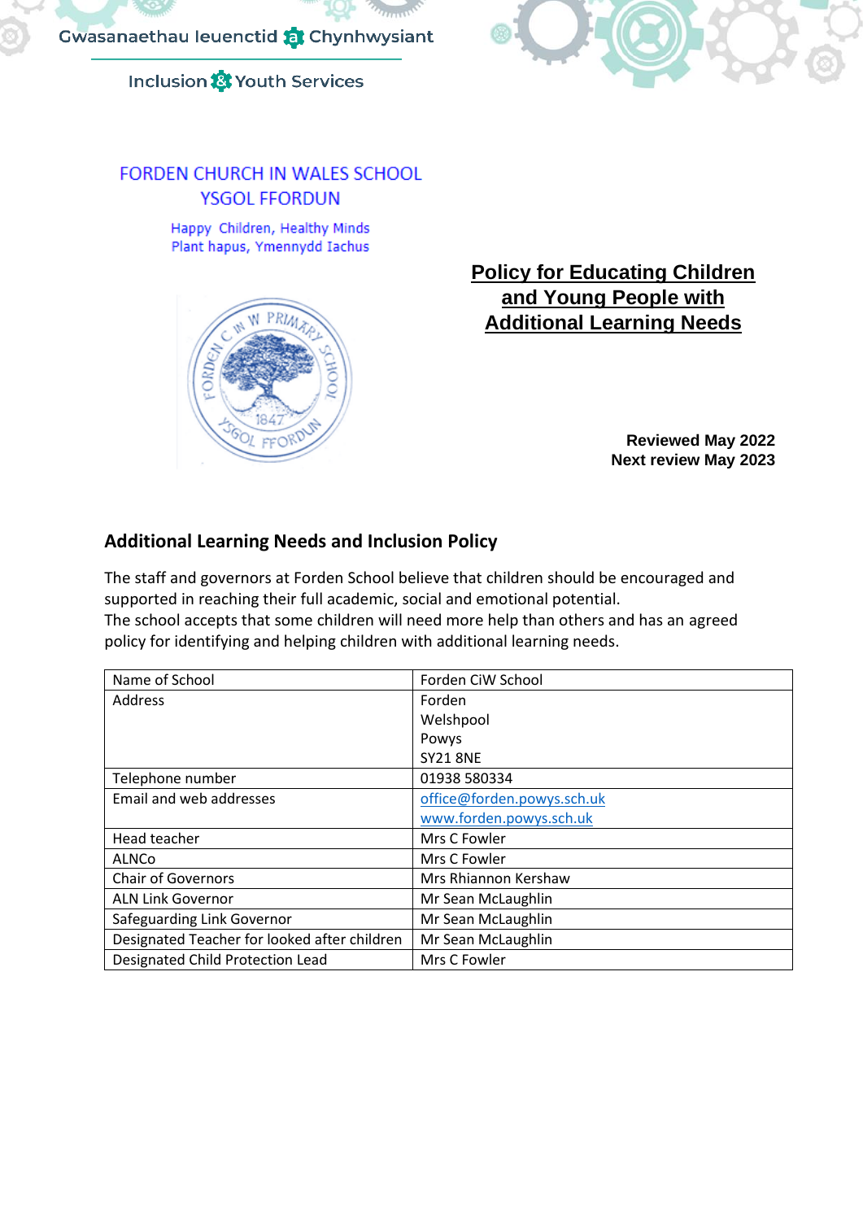Gwasanaethau Ieuenctid a Chynhwysiant

Inclusion & Youth Services

FORDEN CHURCH IN WALES SCHOOL
YSGOL FFORDUN

Happy Children, Healthy Minds
Plant hapus, Ymennydd Iachus

# Policy for Educating Children and Young People with Additional Learning Needs

**Reviewed May 2022**
**Next review May 2023**

## Additional Learning Needs and Inclusion Policy

The staff and governors at Forden School believe that children should be encouraged and supported in reaching their full academic, social and emotional potential.
The school accepts that some children will need more help than others and has an agreed policy for identifying and helping children with additional learning needs.

| Name of School | Forden CiW School |
|---|---|
| Address | Forden<br>Welshpool<br>Powys<br>SY21 8NE |
| Telephone number | 01938 580334 |
| Email and web addresses | office@forden.powys.sch.uk<br>www.forden.powys.sch.uk |
| Head teacher | Mrs C Fowler |
| ALNCo | Mrs C Fowler |
| Chair of Governors | Mrs Rhiannon Kershaw |
| ALN Link Governor | Mr Sean McLaughlin |
| Safeguarding Link Governor | Mr Sean McLaughlin |
| Designated Teacher for looked after children | Mr Sean McLaughlin |
| Designated Child Protection Lead | Mrs C Fowler |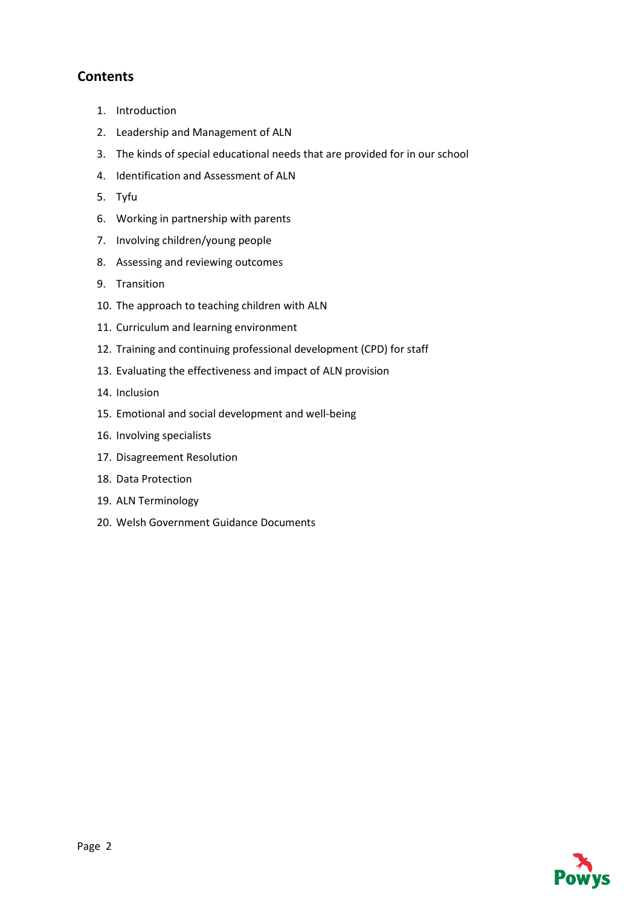## Contents

1. Introduction
2. Leadership and Management of ALN
3. The kinds of special educational needs that are provided for in our school
4. Identification and Assessment of ALN
5. Tyfu
6. Working in partnership with parents
7. Involving children/young people
8. Assessing and reviewing outcomes
9. Transition
10. The approach to teaching children with ALN
11. Curriculum and learning environment
12. Training and continuing professional development (CPD) for staff
13. Evaluating the effectiveness and impact of ALN provision
14. Inclusion
15. Emotional and social development and well-being
16. Involving specialists
17. Disagreement Resolution
18. Data Protection
19. ALN Terminology
20. Welsh Government Guidance Documents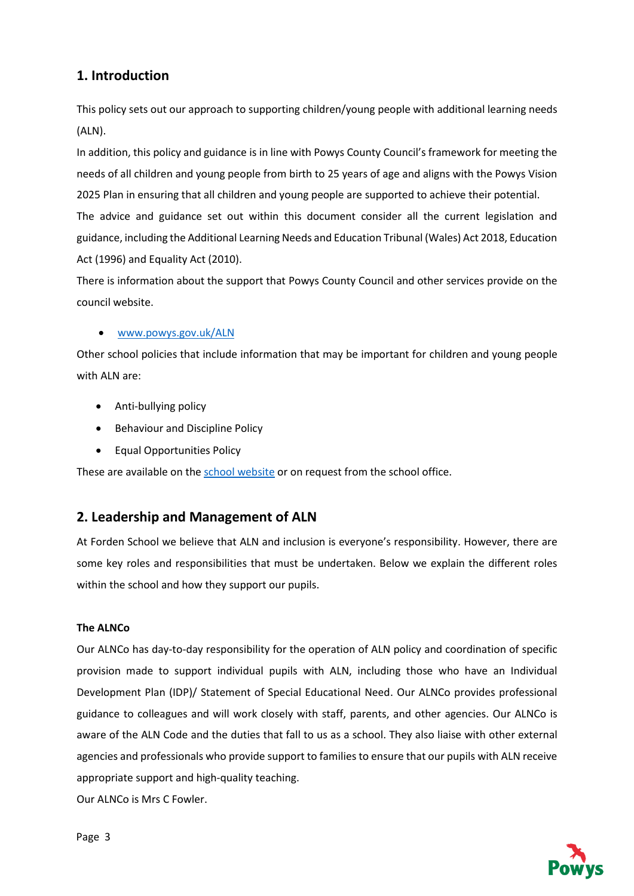## 1. Introduction

This policy sets out our approach to supporting children/young people with additional learning needs (ALN).

In addition, this policy and guidance is in line with Powys County Council's framework for meeting the needs of all children and young people from birth to 25 years of age and aligns with the Powys Vision 2025 Plan in ensuring that all children and young people are supported to achieve their potential.

The advice and guidance set out within this document consider all the current legislation and guidance, including the Additional Learning Needs and Education Tribunal (Wales) Act 2018, Education Act (1996) and Equality Act (2010).

There is information about the support that Powys County Council and other services provide on the council website.

- [www.powys.gov.uk/ALN](www.powys.gov.uk/ALN)

Other school policies that include information that may be important for children and young people with ALN are:

- Anti-bullying policy
- Behaviour and Discipline Policy
- Equal Opportunities Policy

These are available on the school website or on request from the school office.

## 2. Leadership and Management of ALN

At Forden School we believe that ALN and inclusion is everyone's responsibility. However, there are some key roles and responsibilities that must be undertaken. Below we explain the different roles within the school and how they support our pupils.

**The ALNCo**

Our ALNCo has day-to-day responsibility for the operation of ALN policy and coordination of specific provision made to support individual pupils with ALN, including those who have an Individual Development Plan (IDP)/ Statement of Special Educational Need. Our ALNCo provides professional guidance to colleagues and will work closely with staff, parents, and other agencies. Our ALNCo is aware of the ALN Code and the duties that fall to us as a school. They also liaise with other external agencies and professionals who provide support to families to ensure that our pupils with ALN receive appropriate support and high-quality teaching.

Our ALNCo is Mrs C Fowler.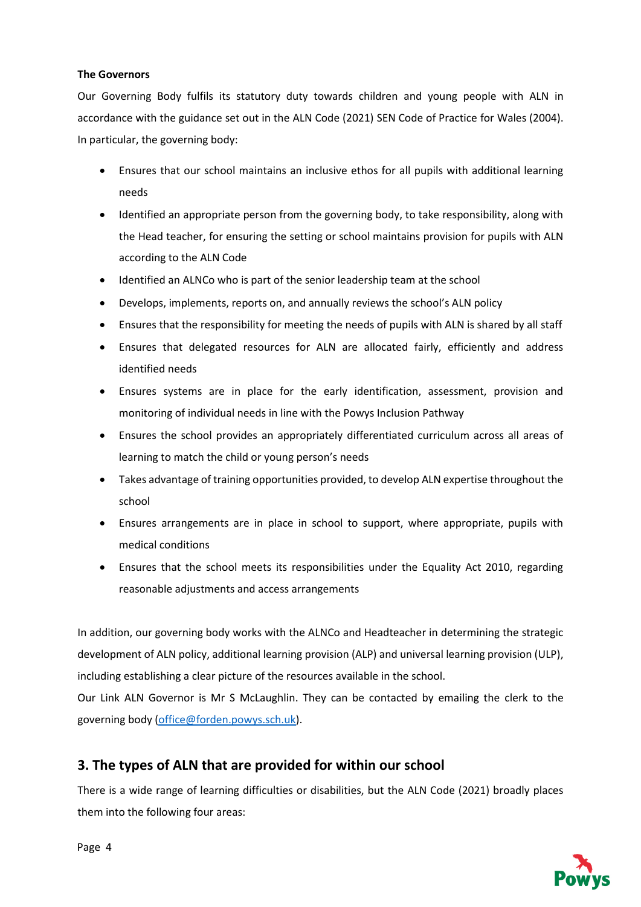**The Governors**

Our Governing Body fulfils its statutory duty towards children and young people with ALN in accordance with the guidance set out in the ALN Code (2021) SEN Code of Practice for Wales (2004). In particular, the governing body:

- Ensures that our school maintains an inclusive ethos for all pupils with additional learning needs
- Identified an appropriate person from the governing body, to take responsibility, along with the Head teacher, for ensuring the setting or school maintains provision for pupils with ALN according to the ALN Code
- Identified an ALNCo who is part of the senior leadership team at the school
- Develops, implements, reports on, and annually reviews the school's ALN policy
- Ensures that the responsibility for meeting the needs of pupils with ALN is shared by all staff
- Ensures that delegated resources for ALN are allocated fairly, efficiently and address identified needs
- Ensures systems are in place for the early identification, assessment, provision and monitoring of individual needs in line with the Powys Inclusion Pathway
- Ensures the school provides an appropriately differentiated curriculum across all areas of learning to match the child or young person's needs
- Takes advantage of training opportunities provided, to develop ALN expertise throughout the school
- Ensures arrangements are in place in school to support, where appropriate, pupils with medical conditions
- Ensures that the school meets its responsibilities under the Equality Act 2010, regarding reasonable adjustments and access arrangements

In addition, our governing body works with the ALNCo and Headteacher in determining the strategic development of ALN policy, additional learning provision (ALP) and universal learning provision (ULP), including establishing a clear picture of the resources available in the school.

Our Link ALN Governor is Mr S McLaughlin. They can be contacted by emailing the clerk to the governing body (office@forden.powys.sch.uk).

## 3. The types of ALN that are provided for within our school

There is a wide range of learning difficulties or disabilities, but the ALN Code (2021) broadly places them into the following four areas: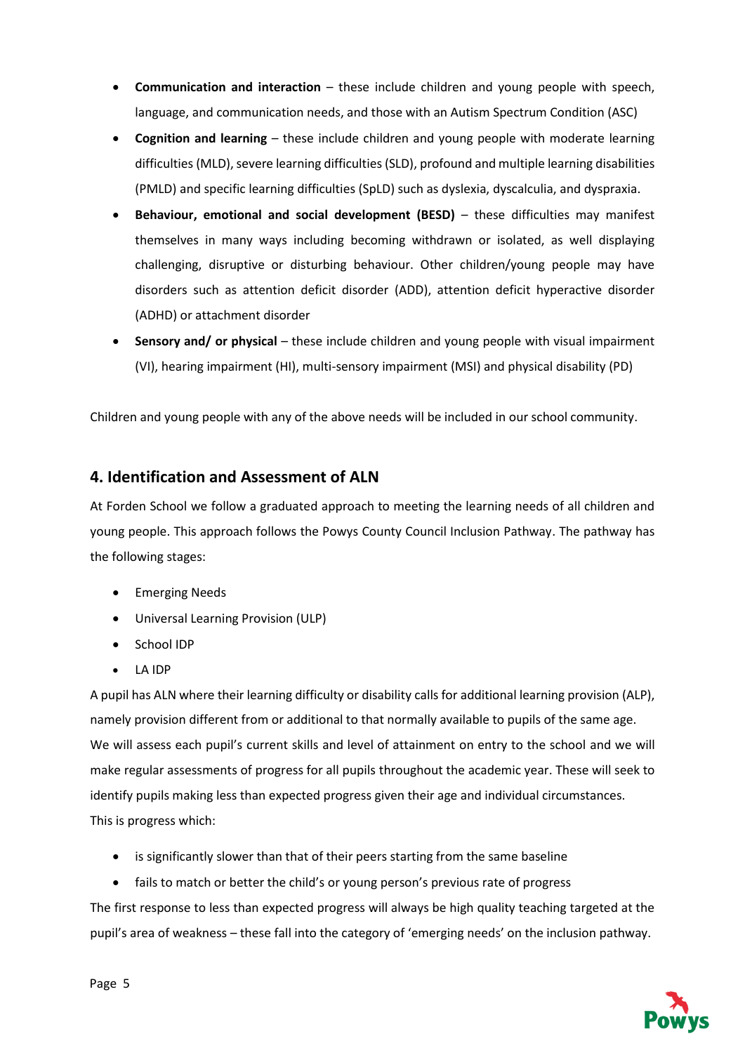- **Communication and interaction** – these include children and young people with speech, language, and communication needs, and those with an Autism Spectrum Condition (ASC)
- **Cognition and learning** – these include children and young people with moderate learning difficulties (MLD), severe learning difficulties (SLD), profound and multiple learning disabilities (PMLD) and specific learning difficulties (SpLD) such as dyslexia, dyscalculia, and dyspraxia.
- **Behaviour, emotional and social development (BESD)** – these difficulties may manifest themselves in many ways including becoming withdrawn or isolated, as well displaying challenging, disruptive or disturbing behaviour. Other children/young people may have disorders such as attention deficit disorder (ADD), attention deficit hyperactive disorder (ADHD) or attachment disorder
- **Sensory and/ or physical** – these include children and young people with visual impairment (VI), hearing impairment (HI), multi-sensory impairment (MSI) and physical disability (PD)

Children and young people with any of the above needs will be included in our school community.

## 4. Identification and Assessment of ALN

At Forden School we follow a graduated approach to meeting the learning needs of all children and young people. This approach follows the Powys County Council Inclusion Pathway. The pathway has the following stages:

- Emerging Needs
- Universal Learning Provision (ULP)
- School IDP
- LA IDP

A pupil has ALN where their learning difficulty or disability calls for additional learning provision (ALP), namely provision different from or additional to that normally available to pupils of the same age.
We will assess each pupil's current skills and level of attainment on entry to the school and we will make regular assessments of progress for all pupils throughout the academic year. These will seek to identify pupils making less than expected progress given their age and individual circumstances.
This is progress which:

- is significantly slower than that of their peers starting from the same baseline
- fails to match or better the child's or young person's previous rate of progress

The first response to less than expected progress will always be high quality teaching targeted at the pupil's area of weakness – these fall into the category of 'emerging needs' on the inclusion pathway.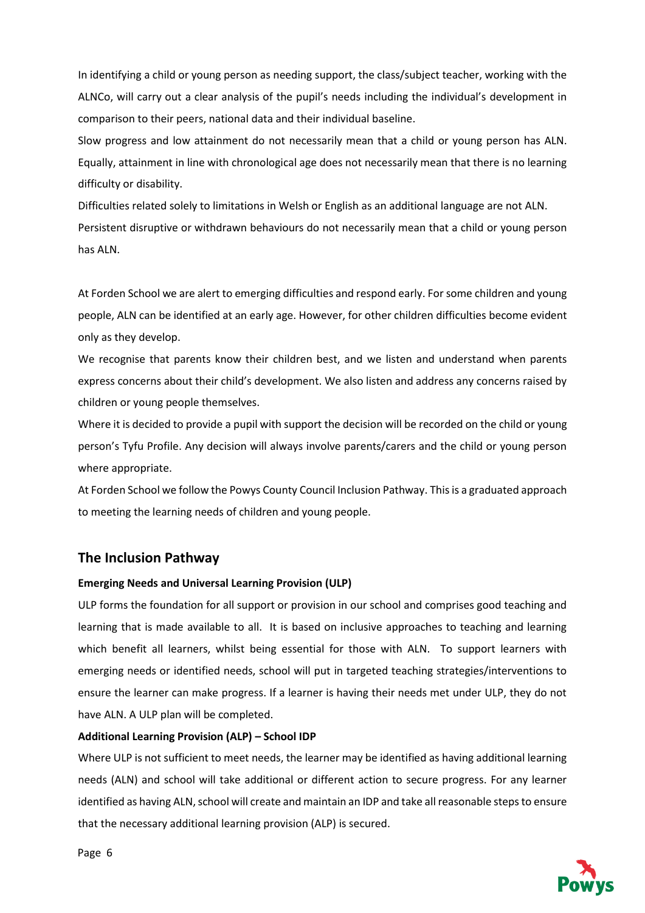In identifying a child or young person as needing support, the class/subject teacher, working with the ALNCo, will carry out a clear analysis of the pupil's needs including the individual's development in comparison to their peers, national data and their individual baseline.

Slow progress and low attainment do not necessarily mean that a child or young person has ALN. Equally, attainment in line with chronological age does not necessarily mean that there is no learning difficulty or disability.

Difficulties related solely to limitations in Welsh or English as an additional language are not ALN.

Persistent disruptive or withdrawn behaviours do not necessarily mean that a child or young person has ALN.

At Forden School we are alert to emerging difficulties and respond early. For some children and young people, ALN can be identified at an early age. However, for other children difficulties become evident only as they develop.

We recognise that parents know their children best, and we listen and understand when parents express concerns about their child's development. We also listen and address any concerns raised by children or young people themselves.

Where it is decided to provide a pupil with support the decision will be recorded on the child or young person's Tyfu Profile. Any decision will always involve parents/carers and the child or young person where appropriate.

At Forden School we follow the Powys County Council Inclusion Pathway. This is a graduated approach to meeting the learning needs of children and young people.

## The Inclusion Pathway

**Emerging Needs and Universal Learning Provision (ULP)**

ULP forms the foundation for all support or provision in our school and comprises good teaching and learning that is made available to all. It is based on inclusive approaches to teaching and learning which benefit all learners, whilst being essential for those with ALN. To support learners with emerging needs or identified needs, school will put in targeted teaching strategies/interventions to ensure the learner can make progress. If a learner is having their needs met under ULP, they do not have ALN. A ULP plan will be completed.

**Additional Learning Provision (ALP) – School IDP**

Where ULP is not sufficient to meet needs, the learner may be identified as having additional learning needs (ALN) and school will take additional or different action to secure progress. For any learner identified as having ALN, school will create and maintain an IDP and take all reasonable steps to ensure that the necessary additional learning provision (ALP) is secured.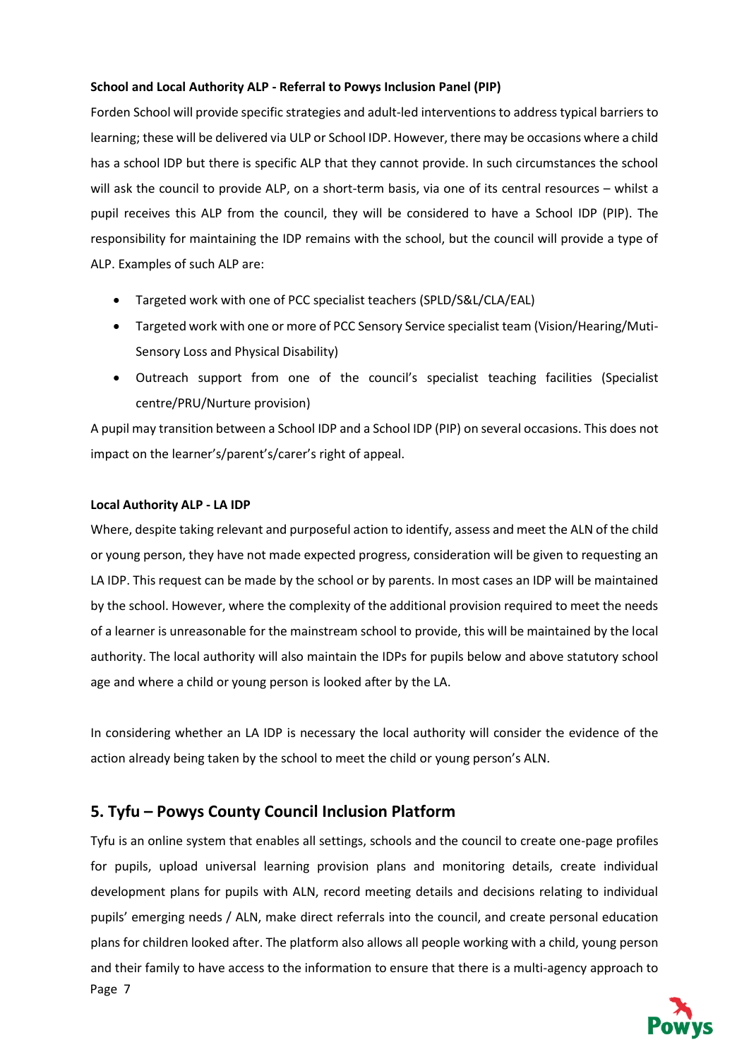**School and Local Authority ALP - Referral to Powys Inclusion Panel (PIP)**

Forden School will provide specific strategies and adult-led interventions to address typical barriers to learning; these will be delivered via ULP or School IDP. However, there may be occasions where a child has a school IDP but there is specific ALP that they cannot provide. In such circumstances the school will ask the council to provide ALP, on a short-term basis, via one of its central resources – whilst a pupil receives this ALP from the council, they will be considered to have a School IDP (PIP). The responsibility for maintaining the IDP remains with the school, but the council will provide a type of ALP. Examples of such ALP are:

- Targeted work with one of PCC specialist teachers (SPLD/S&L/CLA/EAL)
- Targeted work with one or more of PCC Sensory Service specialist team (Vision/Hearing/Muti-Sensory Loss and Physical Disability)
- Outreach support from one of the council's specialist teaching facilities (Specialist centre/PRU/Nurture provision)

A pupil may transition between a School IDP and a School IDP (PIP) on several occasions. This does not impact on the learner's/parent's/carer's right of appeal.

**Local Authority ALP - LA IDP**

Where, despite taking relevant and purposeful action to identify, assess and meet the ALN of the child or young person, they have not made expected progress, consideration will be given to requesting an LA IDP. This request can be made by the school or by parents. In most cases an IDP will be maintained by the school. However, where the complexity of the additional provision required to meet the needs of a learner is unreasonable for the mainstream school to provide, this will be maintained by the local authority. The local authority will also maintain the IDPs for pupils below and above statutory school age and where a child or young person is looked after by the LA.

In considering whether an LA IDP is necessary the local authority will consider the evidence of the action already being taken by the school to meet the child or young person's ALN.

## 5. Tyfu – Powys County Council Inclusion Platform

Tyfu is an online system that enables all settings, schools and the council to create one-page profiles for pupils, upload universal learning provision plans and monitoring details, create individual development plans for pupils with ALN, record meeting details and decisions relating to individual pupils' emerging needs / ALN, make direct referrals into the council, and create personal education plans for children looked after. The platform also allows all people working with a child, young person and their family to have access to the information to ensure that there is a multi-agency approach to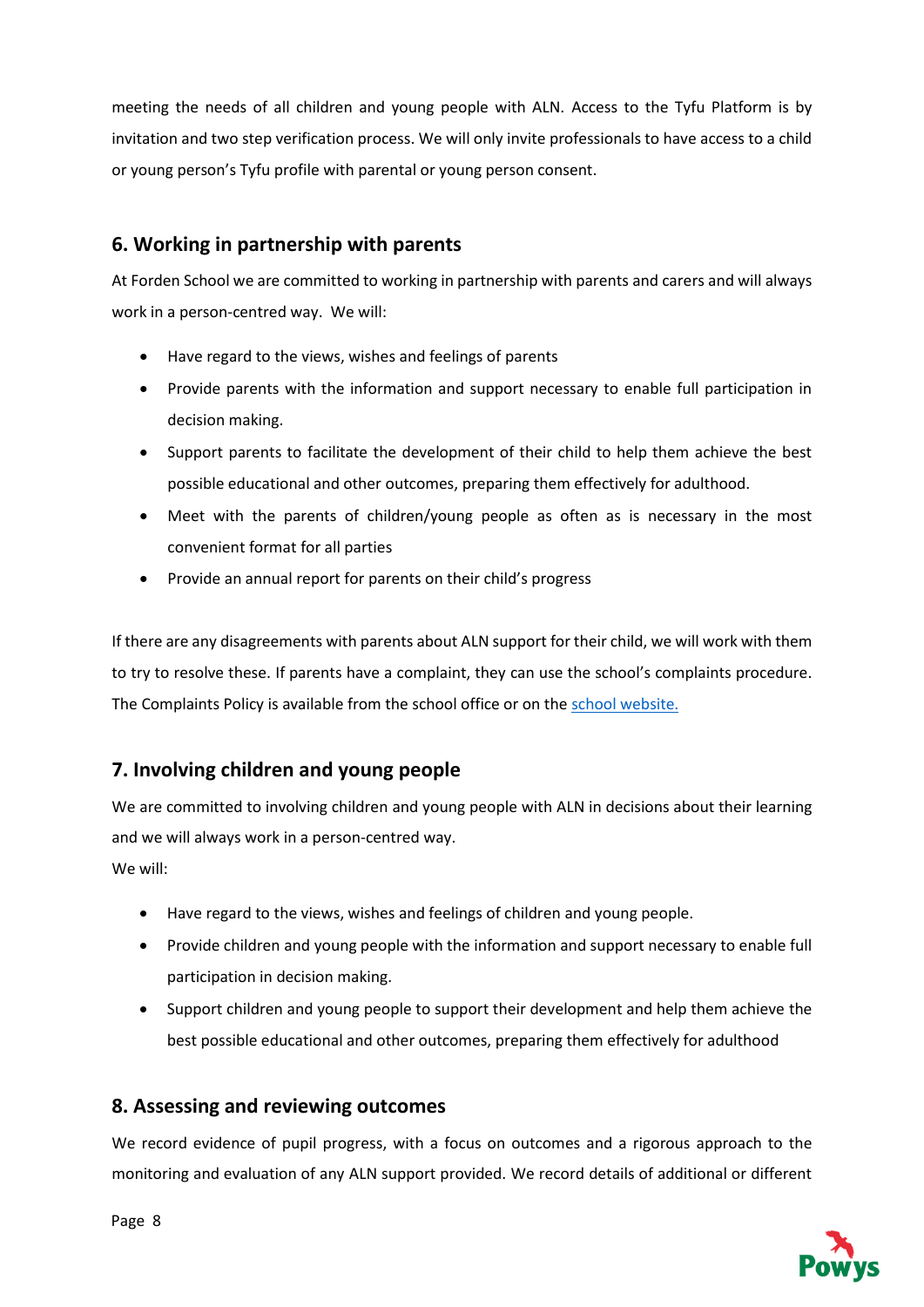meeting the needs of all children and young people with ALN. Access to the Tyfu Platform is by invitation and two step verification process. We will only invite professionals to have access to a child or young person's Tyfu profile with parental or young person consent.

## 6. Working in partnership with parents

At Forden School we are committed to working in partnership with parents and carers and will always work in a person-centred way. We will:

- Have regard to the views, wishes and feelings of parents
- Provide parents with the information and support necessary to enable full participation in decision making.
- Support parents to facilitate the development of their child to help them achieve the best possible educational and other outcomes, preparing them effectively for adulthood.
- Meet with the parents of children/young people as often as is necessary in the most convenient format for all parties
- Provide an annual report for parents on their child's progress

If there are any disagreements with parents about ALN support for their child, we will work with them to try to resolve these. If parents have a complaint, they can use the school's complaints procedure. The Complaints Policy is available from the school office or on the school website.

## 7. Involving children and young people

We are committed to involving children and young people with ALN in decisions about their learning and we will always work in a person-centred way.
We will:

- Have regard to the views, wishes and feelings of children and young people.
- Provide children and young people with the information and support necessary to enable full participation in decision making.
- Support children and young people to support their development and help them achieve the best possible educational and other outcomes, preparing them effectively for adulthood

## 8. Assessing and reviewing outcomes

We record evidence of pupil progress, with a focus on outcomes and a rigorous approach to the monitoring and evaluation of any ALN support provided. We record details of additional or different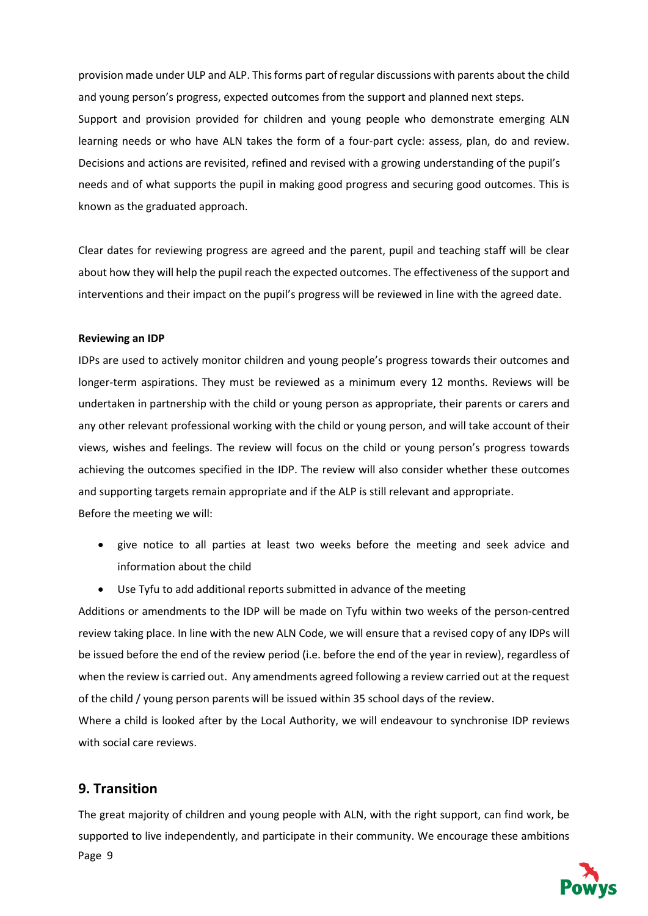provision made under ULP and ALP. This forms part of regular discussions with parents about the child and young person's progress, expected outcomes from the support and planned next steps.
Support and provision provided for children and young people who demonstrate emerging ALN learning needs or who have ALN takes the form of a four-part cycle: assess, plan, do and review. Decisions and actions are revisited, refined and revised with a growing understanding of the pupil's needs and of what supports the pupil in making good progress and securing good outcomes. This is known as the graduated approach.

Clear dates for reviewing progress are agreed and the parent, pupil and teaching staff will be clear about how they will help the pupil reach the expected outcomes. The effectiveness of the support and interventions and their impact on the pupil's progress will be reviewed in line with the agreed date.

**Reviewing an IDP**

IDPs are used to actively monitor children and young people's progress towards their outcomes and longer-term aspirations. They must be reviewed as a minimum every 12 months. Reviews will be undertaken in partnership with the child or young person as appropriate, their parents or carers and any other relevant professional working with the child or young person, and will take account of their views, wishes and feelings. The review will focus on the child or young person's progress towards achieving the outcomes specified in the IDP. The review will also consider whether these outcomes and supporting targets remain appropriate and if the ALP is still relevant and appropriate.
Before the meeting we will:

- give notice to all parties at least two weeks before the meeting and seek advice and information about the child
- Use Tyfu to add additional reports submitted in advance of the meeting

Additions or amendments to the IDP will be made on Tyfu within two weeks of the person-centred review taking place. In line with the new ALN Code, we will ensure that a revised copy of any IDPs will be issued before the end of the review period (i.e. before the end of the year in review), regardless of when the review is carried out. Any amendments agreed following a review carried out at the request of the child / young person parents will be issued within 35 school days of the review.
Where a child is looked after by the Local Authority, we will endeavour to synchronise IDP reviews with social care reviews.

## 9. Transition

The great majority of children and young people with ALN, with the right support, can find work, be supported to live independently, and participate in their community. We encourage these ambitions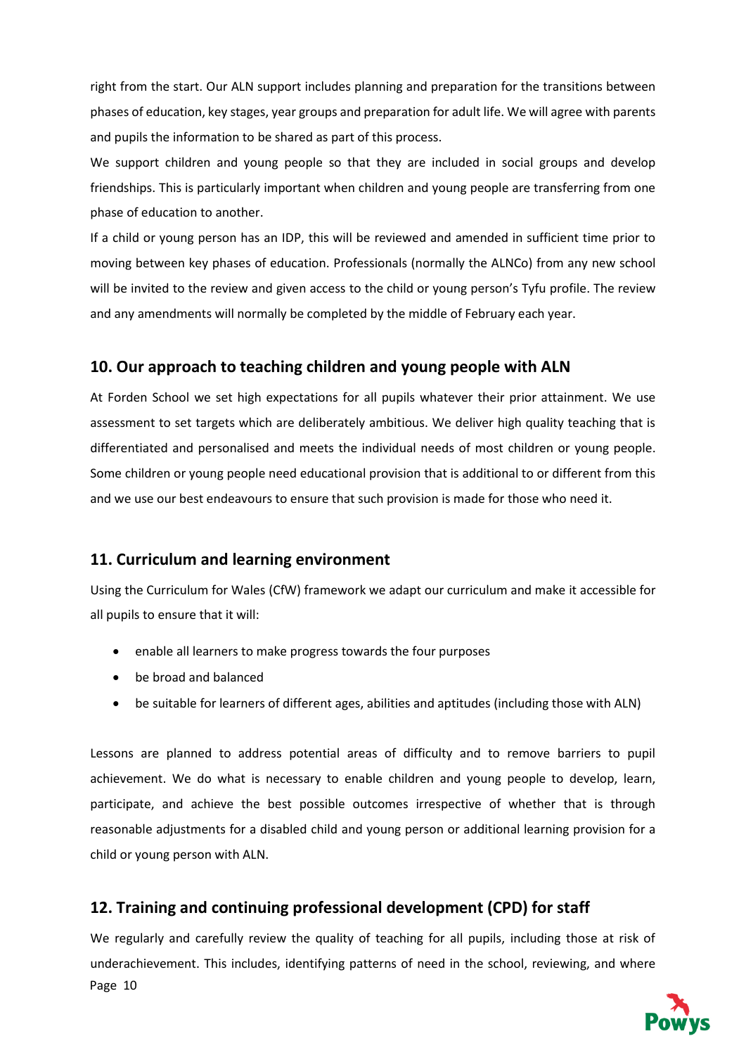right from the start. Our ALN support includes planning and preparation for the transitions between phases of education, key stages, year groups and preparation for adult life. We will agree with parents and pupils the information to be shared as part of this process.

We support children and young people so that they are included in social groups and develop friendships. This is particularly important when children and young people are transferring from one phase of education to another.

If a child or young person has an IDP, this will be reviewed and amended in sufficient time prior to moving between key phases of education. Professionals (normally the ALNCo) from any new school will be invited to the review and given access to the child or young person's Tyfu profile. The review and any amendments will normally be completed by the middle of February each year.

## 10. Our approach to teaching children and young people with ALN

At Forden School we set high expectations for all pupils whatever their prior attainment. We use assessment to set targets which are deliberately ambitious. We deliver high quality teaching that is differentiated and personalised and meets the individual needs of most children or young people. Some children or young people need educational provision that is additional to or different from this and we use our best endeavours to ensure that such provision is made for those who need it.

## 11. Curriculum and learning environment

Using the Curriculum for Wales (CfW) framework we adapt our curriculum and make it accessible for all pupils to ensure that it will:

- enable all learners to make progress towards the four purposes
- be broad and balanced
- be suitable for learners of different ages, abilities and aptitudes (including those with ALN)

Lessons are planned to address potential areas of difficulty and to remove barriers to pupil achievement. We do what is necessary to enable children and young people to develop, learn, participate, and achieve the best possible outcomes irrespective of whether that is through reasonable adjustments for a disabled child and young person or additional learning provision for a child or young person with ALN.

## 12. Training and continuing professional development (CPD) for staff

We regularly and carefully review the quality of teaching for all pupils, including those at risk of underachievement. This includes, identifying patterns of need in the school, reviewing, and where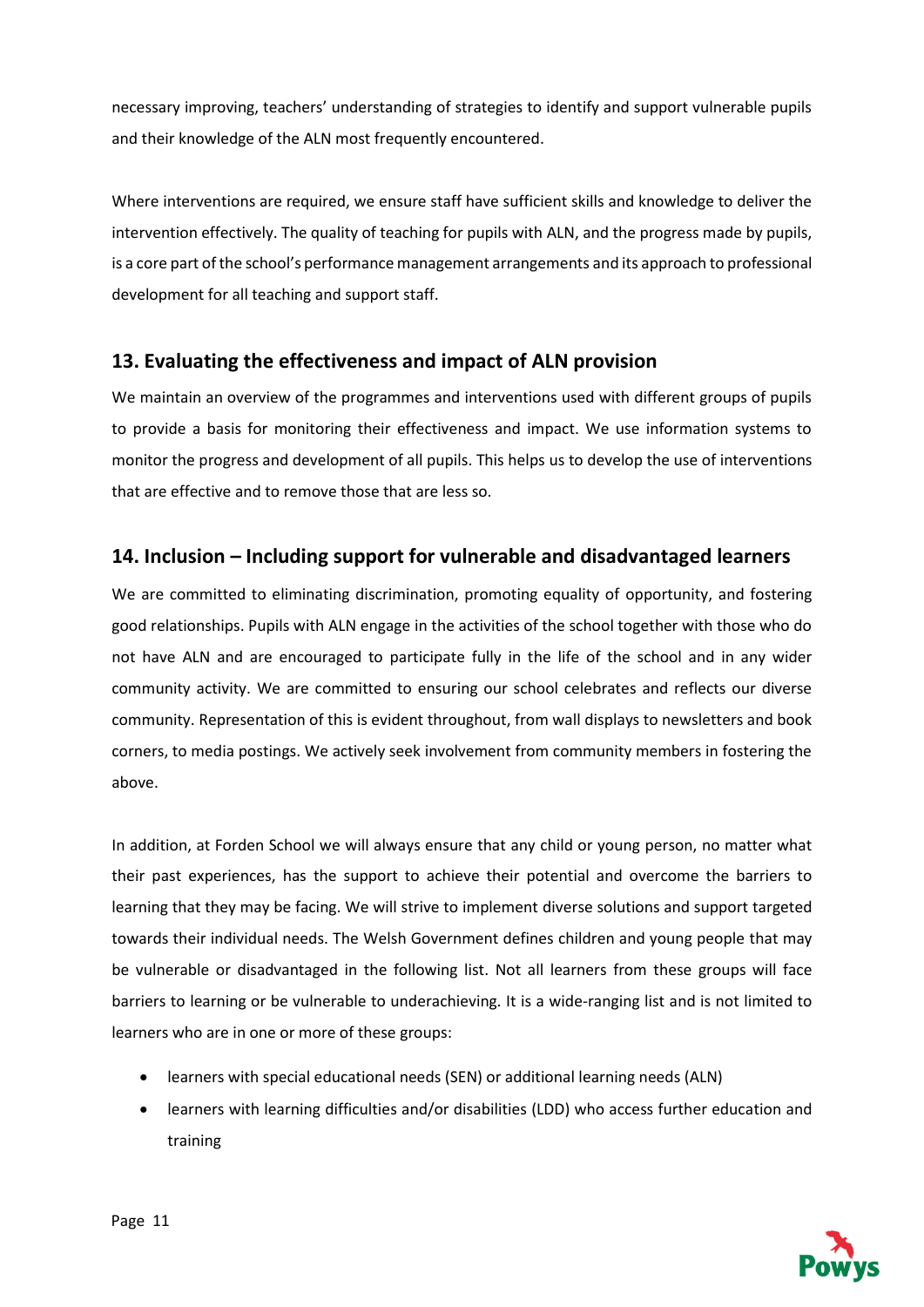necessary improving, teachers' understanding of strategies to identify and support vulnerable pupils and their knowledge of the ALN most frequently encountered.

Where interventions are required, we ensure staff have sufficient skills and knowledge to deliver the intervention effectively. The quality of teaching for pupils with ALN, and the progress made by pupils, is a core part of the school's performance management arrangements and its approach to professional development for all teaching and support staff.

## 13. Evaluating the effectiveness and impact of ALN provision

We maintain an overview of the programmes and interventions used with different groups of pupils to provide a basis for monitoring their effectiveness and impact. We use information systems to monitor the progress and development of all pupils. This helps us to develop the use of interventions that are effective and to remove those that are less so.

## 14. Inclusion – Including support for vulnerable and disadvantaged learners

We are committed to eliminating discrimination, promoting equality of opportunity, and fostering good relationships. Pupils with ALN engage in the activities of the school together with those who do not have ALN and are encouraged to participate fully in the life of the school and in any wider community activity. We are committed to ensuring our school celebrates and reflects our diverse community. Representation of this is evident throughout, from wall displays to newsletters and book corners, to media postings. We actively seek involvement from community members in fostering the above.

In addition, at Forden School we will always ensure that any child or young person, no matter what their past experiences, has the support to achieve their potential and overcome the barriers to learning that they may be facing. We will strive to implement diverse solutions and support targeted towards their individual needs. The Welsh Government defines children and young people that may be vulnerable or disadvantaged in the following list. Not all learners from these groups will face barriers to learning or be vulnerable to underachieving. It is a wide-ranging list and is not limited to learners who are in one or more of these groups:

- learners with special educational needs (SEN) or additional learning needs (ALN)
- learners with learning difficulties and/or disabilities (LDD) who access further education and training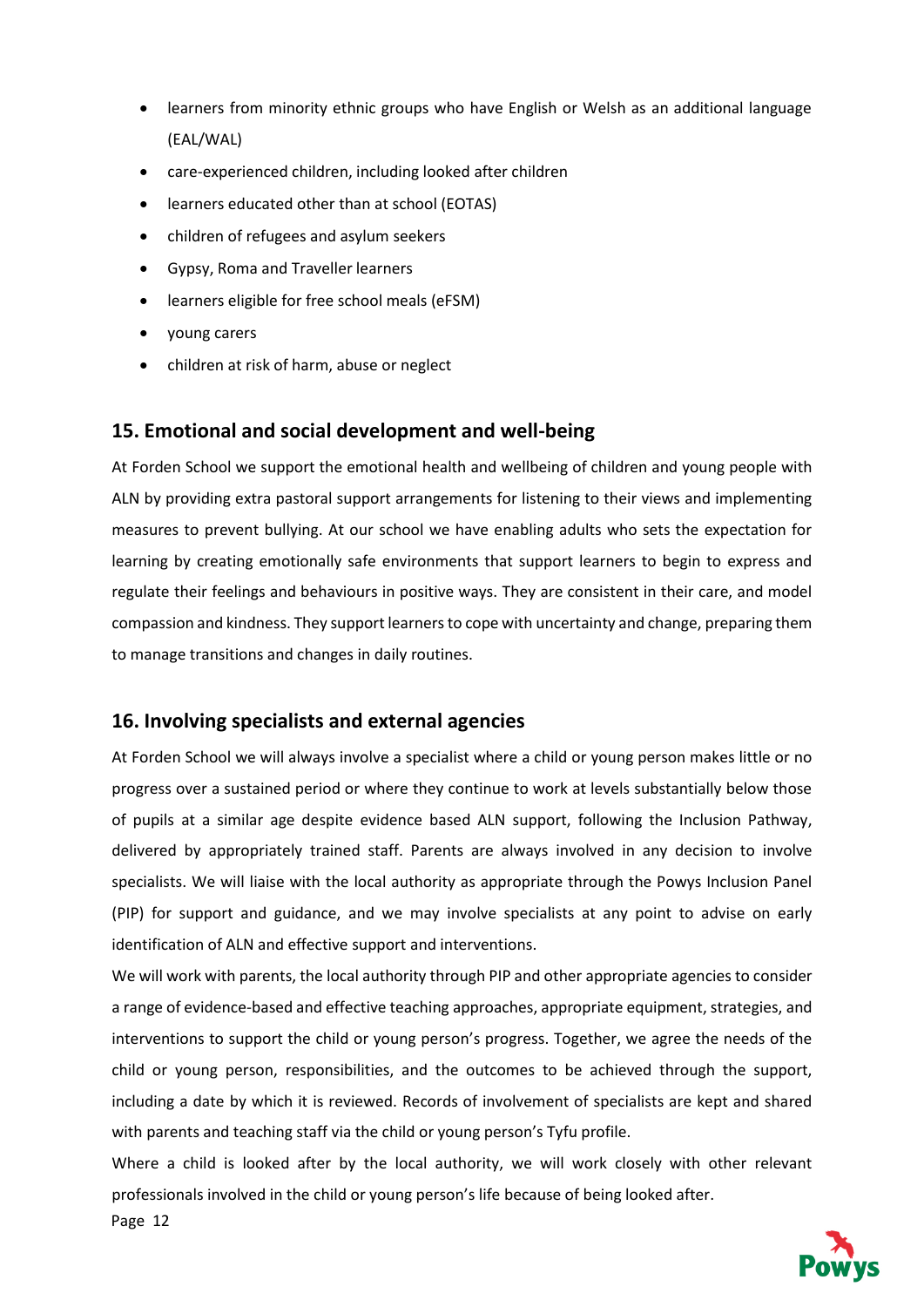- learners from minority ethnic groups who have English or Welsh as an additional language (EAL/WAL)
- care-experienced children, including looked after children
- learners educated other than at school (EOTAS)
- children of refugees and asylum seekers
- Gypsy, Roma and Traveller learners
- learners eligible for free school meals (eFSM)
- young carers
- children at risk of harm, abuse or neglect

## 15. Emotional and social development and well-being

At Forden School we support the emotional health and wellbeing of children and young people with ALN by providing extra pastoral support arrangements for listening to their views and implementing measures to prevent bullying. At our school we have enabling adults who sets the expectation for learning by creating emotionally safe environments that support learners to begin to express and regulate their feelings and behaviours in positive ways. They are consistent in their care, and model compassion and kindness. They support learners to cope with uncertainty and change, preparing them to manage transitions and changes in daily routines.

## 16. Involving specialists and external agencies

At Forden School we will always involve a specialist where a child or young person makes little or no progress over a sustained period or where they continue to work at levels substantially below those of pupils at a similar age despite evidence based ALN support, following the Inclusion Pathway, delivered by appropriately trained staff. Parents are always involved in any decision to involve specialists. We will liaise with the local authority as appropriate through the Powys Inclusion Panel (PIP) for support and guidance, and we may involve specialists at any point to advise on early identification of ALN and effective support and interventions.

We will work with parents, the local authority through PIP and other appropriate agencies to consider a range of evidence-based and effective teaching approaches, appropriate equipment, strategies, and interventions to support the child or young person's progress. Together, we agree the needs of the child or young person, responsibilities, and the outcomes to be achieved through the support, including a date by which it is reviewed. Records of involvement of specialists are kept and shared with parents and teaching staff via the child or young person's Tyfu profile.

Where a child is looked after by the local authority, we will work closely with other relevant professionals involved in the child or young person's life because of being looked after.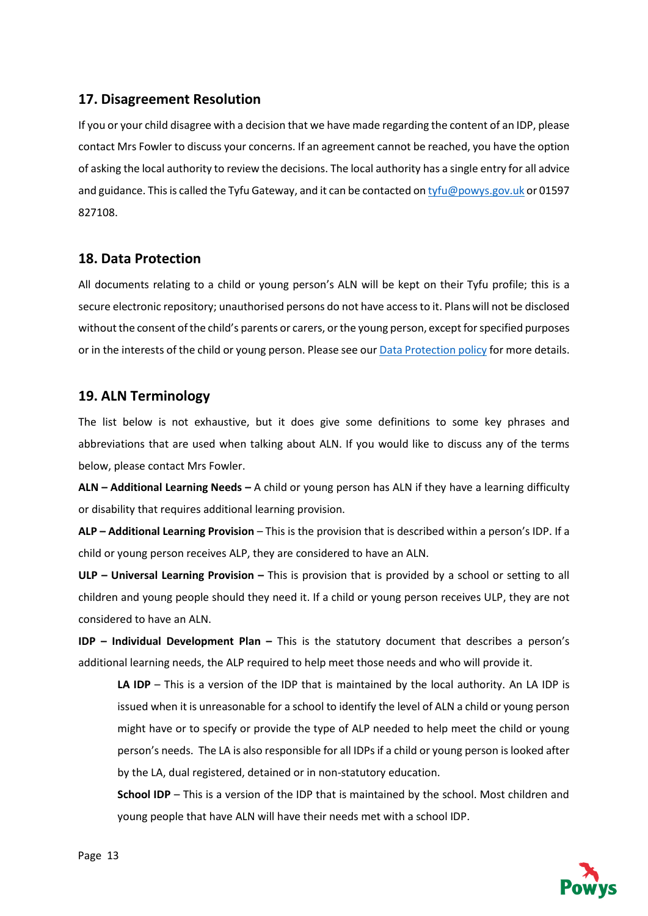## 17. Disagreement Resolution

If you or your child disagree with a decision that we have made regarding the content of an IDP, please contact Mrs Fowler to discuss your concerns. If an agreement cannot be reached, you have the option of asking the local authority to review the decisions. The local authority has a single entry for all advice and guidance. This is called the Tyfu Gateway, and it can be contacted on [tyfu@powys.gov.uk](mailto:tyfu@powys.gov.uk) or 01597 827108.

## 18. Data Protection

All documents relating to a child or young person's ALN will be kept on their Tyfu profile; this is a secure electronic repository; unauthorised persons do not have access to it. Plans will not be disclosed without the consent of the child's parents or carers, or the young person, except for specified purposes or in the interests of the child or young person. Please see our Data Protection policy for more details.

## 19. ALN Terminology

The list below is not exhaustive, but it does give some definitions to some key phrases and abbreviations that are used when talking about ALN. If you would like to discuss any of the terms below, please contact Mrs Fowler.

**ALN – Additional Learning Needs –** A child or young person has ALN if they have a learning difficulty or disability that requires additional learning provision.

**ALP – Additional Learning Provision** – This is the provision that is described within a person's IDP. If a child or young person receives ALP, they are considered to have an ALN.

**ULP – Universal Learning Provision –** This is provision that is provided by a school or setting to all children and young people should they need it. If a child or young person receives ULP, they are not considered to have an ALN.

**IDP – Individual Development Plan –** This is the statutory document that describes a person's additional learning needs, the ALP required to help meet those needs and who will provide it.

> **LA IDP** – This is a version of the IDP that is maintained by the local authority. An LA IDP is issued when it is unreasonable for a school to identify the level of ALN a child or young person might have or to specify or provide the type of ALP needed to help meet the child or young person's needs. The LA is also responsible for all IDPs if a child or young person is looked after by the LA, dual registered, detained or in non-statutory education.
>
> **School IDP** – This is a version of the IDP that is maintained by the school. Most children and young people that have ALN will have their needs met with a school IDP.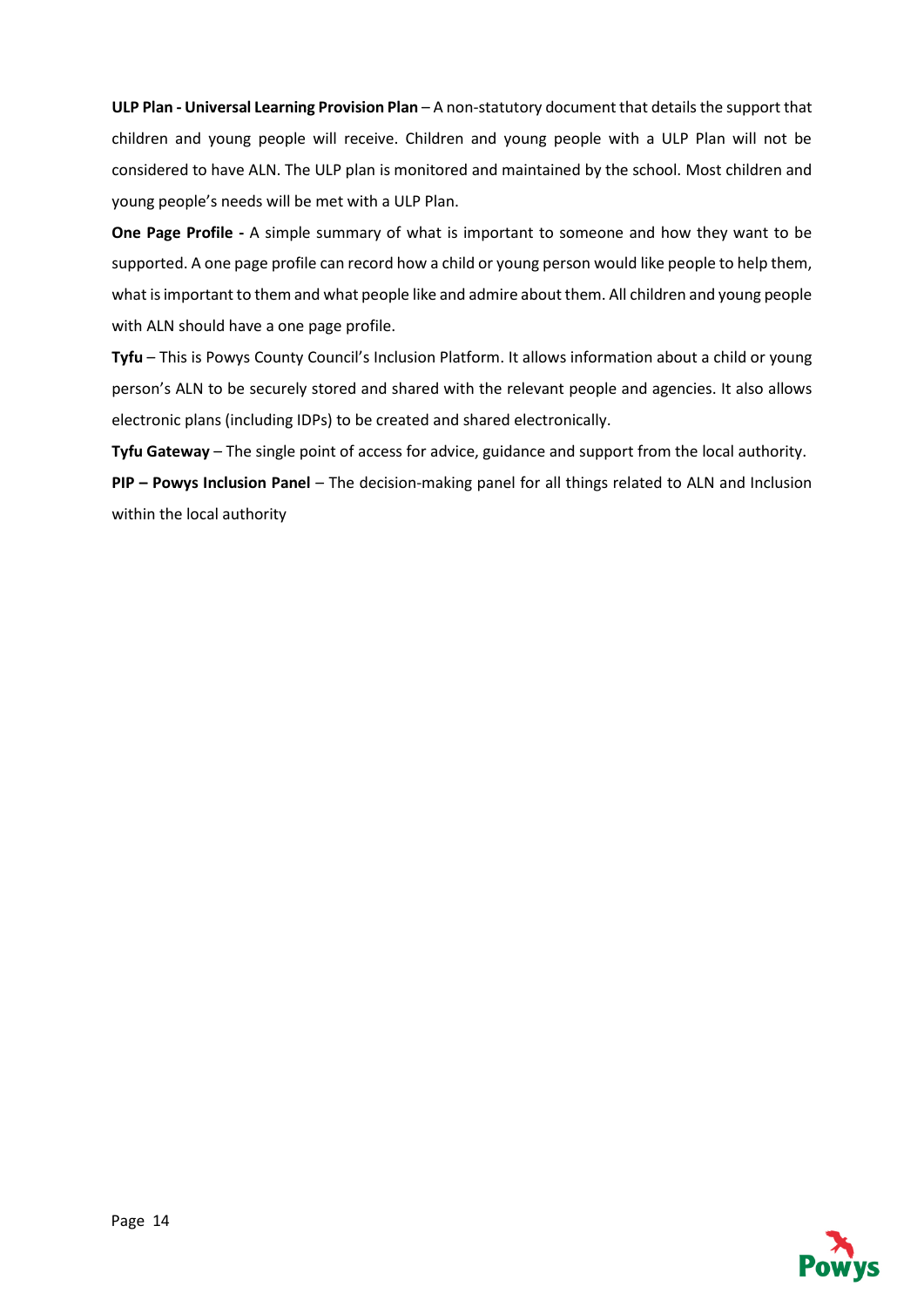**ULP Plan - Universal Learning Provision Plan** – A non-statutory document that details the support that children and young people will receive. Children and young people with a ULP Plan will not be considered to have ALN. The ULP plan is monitored and maintained by the school. Most children and young people's needs will be met with a ULP Plan.

**One Page Profile -** A simple summary of what is important to someone and how they want to be supported. A one page profile can record how a child or young person would like people to help them, what is important to them and what people like and admire about them. All children and young people with ALN should have a one page profile.

**Tyfu** – This is Powys County Council's Inclusion Platform. It allows information about a child or young person's ALN to be securely stored and shared with the relevant people and agencies. It also allows electronic plans (including IDPs) to be created and shared electronically.

**Tyfu Gateway** – The single point of access for advice, guidance and support from the local authority.

**PIP – Powys Inclusion Panel** – The decision-making panel for all things related to ALN and Inclusion within the local authority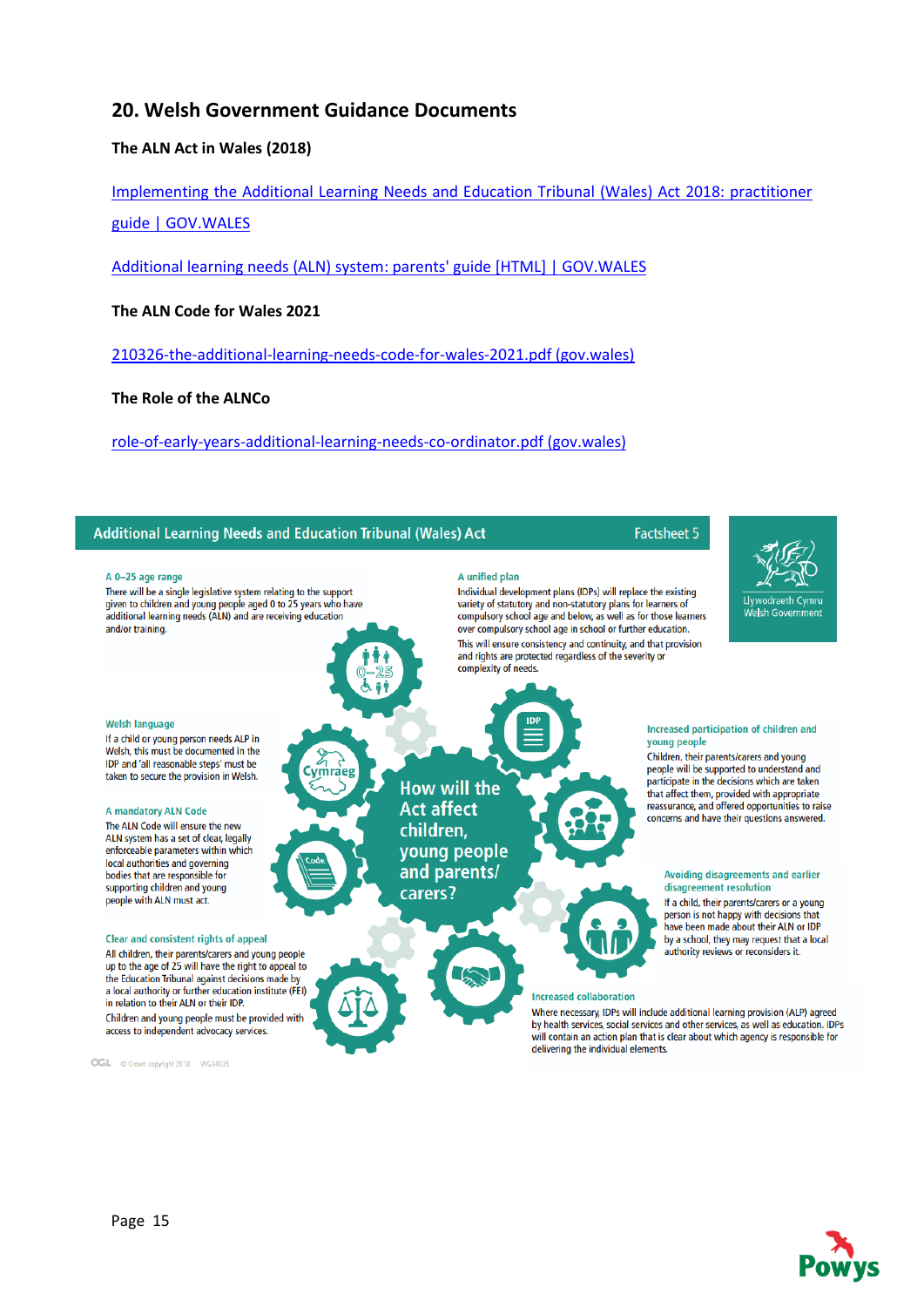## 20. Welsh Government Guidance Documents

**The ALN Act in Wales (2018)**

[Implementing the Additional Learning Needs and Education Tribunal (Wales) Act 2018: practitioner guide | GOV.WALES]

[Additional learning needs (ALN) system: parents' guide [HTML] | GOV.WALES]

**The ALN Code for Wales 2021**

[210326-the-additional-learning-needs-code-for-wales-2021.pdf (gov.wales)]

**The Role of the ALNCo**

[role-of-early-years-additional-learning-needs-co-ordinator.pdf (gov.wales)]

### Additional Learning Needs and Education Tribunal (Wales) Act — Factsheet 5

Llywodraeth Cymru
Welsh Government

**How will the Act affect children, young people and parents/carers?**

**A 0–25 age range**

There will be a single legislative system relating to the support given to children and young people aged 0 to 25 years who have additional learning needs (ALN) and are receiving education and/or training.

**A unified plan**

Individual development plans (IDPs) will replace the existing variety of statutory and non-statutory plans for learners of compulsory school age and below, as well as for those learners over compulsory school age in school or further education.

This will ensure consistency and continuity, and that provision and rights are protected regardless of the severity or complexity of needs.

**Welsh language**

If a child or young person needs ALP in Welsh, this must be documented in the IDP and 'all reasonable steps' must be taken to secure the provision in Welsh.

**Increased participation of children and young people**

Children, their parents/carers and young people will be supported to understand and participate in the decisions which are taken that affect them, provided with appropriate reassurance, and offered opportunities to raise concerns and have their questions answered.

**A mandatory ALN Code**

The ALN Code will ensure the new ALN system has a set of clear, legally enforceable parameters within which local authorities and governing bodies that are responsible for supporting children and young people with ALN must act.

**Avoiding disagreements and earlier disagreement resolution**

If a child, their parents/carers or a young person is not happy with decisions that have been made about their ALN or IDP by a school, they may request that a local authority reviews or reconsiders it.

**Clear and consistent rights of appeal**

All children, their parents/carers and young people up to the age of 25 will have the right to appeal to the Education Tribunal against decisions made by a local authority or further education institute (FEI) in relation to their ALN or their IDP.

Children and young people must be provided with access to independent advocacy services.

**Increased collaboration**

Where necessary, IDPs will include additional learning provision (ALP) agreed by health services, social services and other services, as well as education. IDPs will contain an action plan that is clear about which agency is responsible for delivering the individual elements.

OGL © Crown copyright 2018 WG34035

Powys